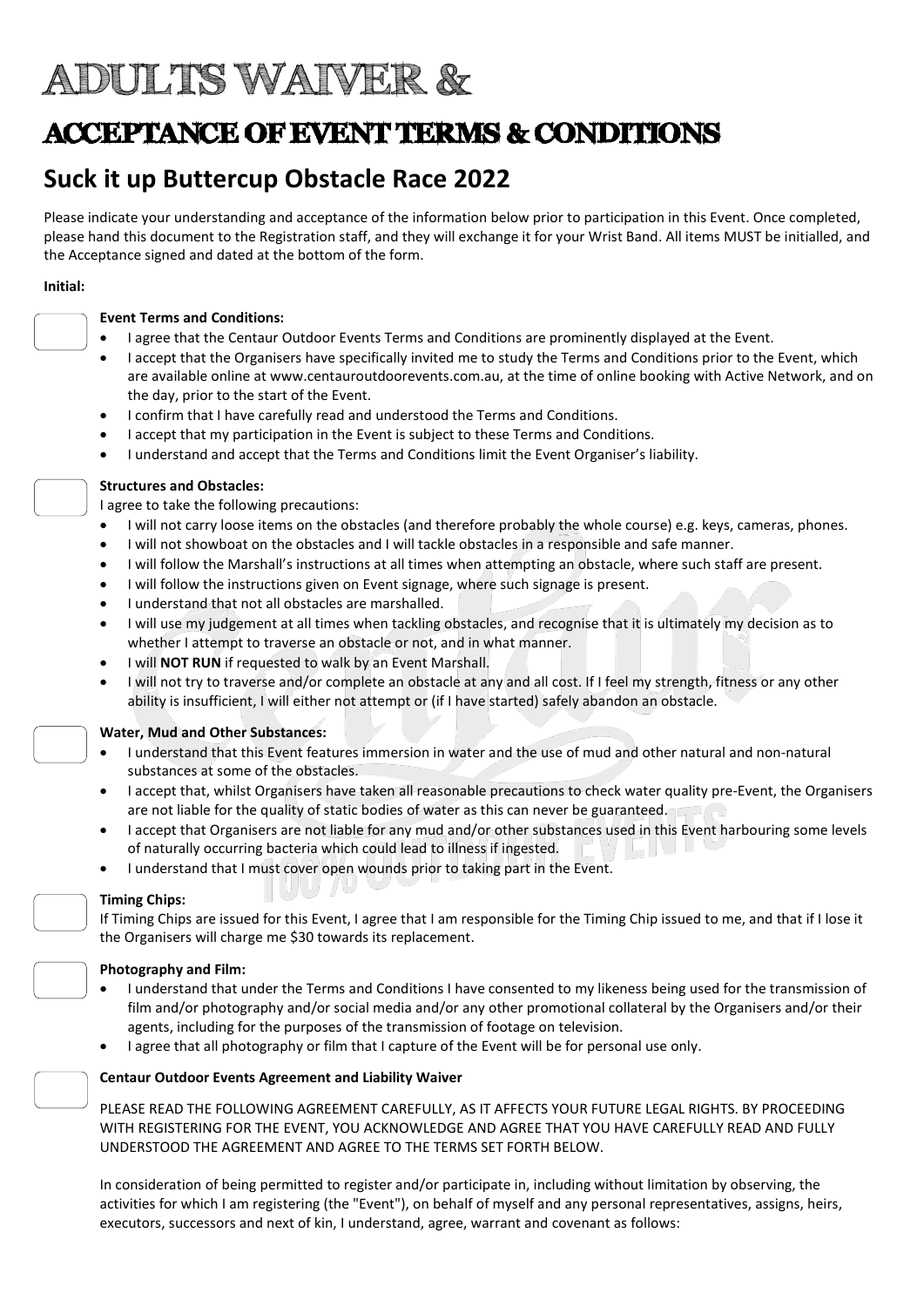# ADULTS WAIVER &

# ACCEPTANCE OF EVENT TERMS & CONDITIONS

## Suck it up Buttercup Obstacle Race 2022

Please indicate your understanding and acceptance of the information below prior to participation in this Event. Once completed, please hand this document to the Registration staff, and they will exchange it for your Wrist Band. All items MUST be initialled, and the Acceptance signed and dated at the bottom of the form.

**Initial:**

**Event Terms and Conditions:**

- I agree that the Centaur Outdoor Events Terms and Conditions are prominently displayed at the Event.
- I accept that the Organisers have specifically invited me to study the Terms and Conditions prior to the Event, which are available online at www.centauroutdoorevents.com.au, at the time of online booking with Active Network, and on the day, prior to the start of the Event.
- I confirm that I have carefully read and understood the Terms and Conditions.
- I accept that my participation in the Event is subject to these Terms and Conditions.
- I understand and accept that the Terms and Conditions limit the Event Organiser's liability.

**Structures and Obstacles:**

I agree to take the following precautions:

- I will not carry loose items on the obstacles (and therefore probably the whole course) e.g. keys, cameras, phones.
- I will not showboat on the obstacles and I will tackle obstacles in a responsible and safe manner.
- I will follow the Marshall's instructions at all times when attempting an obstacle, where such staff are present.
- I will follow the instructions given on Event signage, where such signage is present.
- I understand that not all obstacles are marshalled.
- I will use my judgement at all times when tackling obstacles, and recognise that it is ultimately my decision as to whether I attempt to traverse an obstacle or not, and in what manner.
- I will **NOT RUN** if requested to walk by an Event Marshall.
- I will not try to traverse and/or complete an obstacle at any and all cost. If I feel my strength, fitness or any other ability is insufficient, I will either not attempt or (if I have started) safely abandon an obstacle.

**Water, Mud and Other Substances:**

- I understand that this Event features immersion in water and the use of mud and other natural and non-natural substances at some of the obstacles.
- I accept that, whilst Organisers have taken all reasonable precautions to check water quality pre-Event, the Organisers are not liable for the quality of static bodies of water as this can never be guaranteed.
- I accept that Organisers are not liable for any mud and/or other substances used in this Event harbouring some levels of naturally occurring bacteria which could lead to illness if ingested.
- I understand that I must cover open wounds prior to taking part in the Event.

**Timing Chips:**

If Timing Chips are issued for this Event, I agree that I am responsible for the Timing Chip issued to me, and that if I lose it the Organisers will charge me $30 towards its replacement.

**Photography and Film:**

- I understand that under the Terms and Conditions I have consented to my likeness being used for the transmission of film and/or photography and/or social media and/or any other promotional collateral by the Organisers and/or their agents, including for the purposes of the transmission of footage on television.
- I agree that all photography or film that I capture of the Event will be for personal use only.

**Centaur Outdoor Events Agreement and Liability Waiver**

PLEASE READ THE FOLLOWING AGREEMENT CAREFULLY, AS IT AFFECTS YOUR FUTURE LEGAL RIGHTS. BY PROCEEDING WITH REGISTERING FOR THE EVENT, YOU ACKNOWLEDGE AND AGREE THAT YOU HAVE CAREFULLY READ AND FULLY UNDERSTOOD THE AGREEMENT AND AGREE TO THE TERMS SET FORTH BELOW.

In consideration of being permitted to register and/or participate in, including without limitation by observing, the activities for which I am registering (the "Event"), on behalf of myself and any personal representatives, assigns, heirs, executors, successors and next of kin, I understand, agree, warrant and covenant as follows: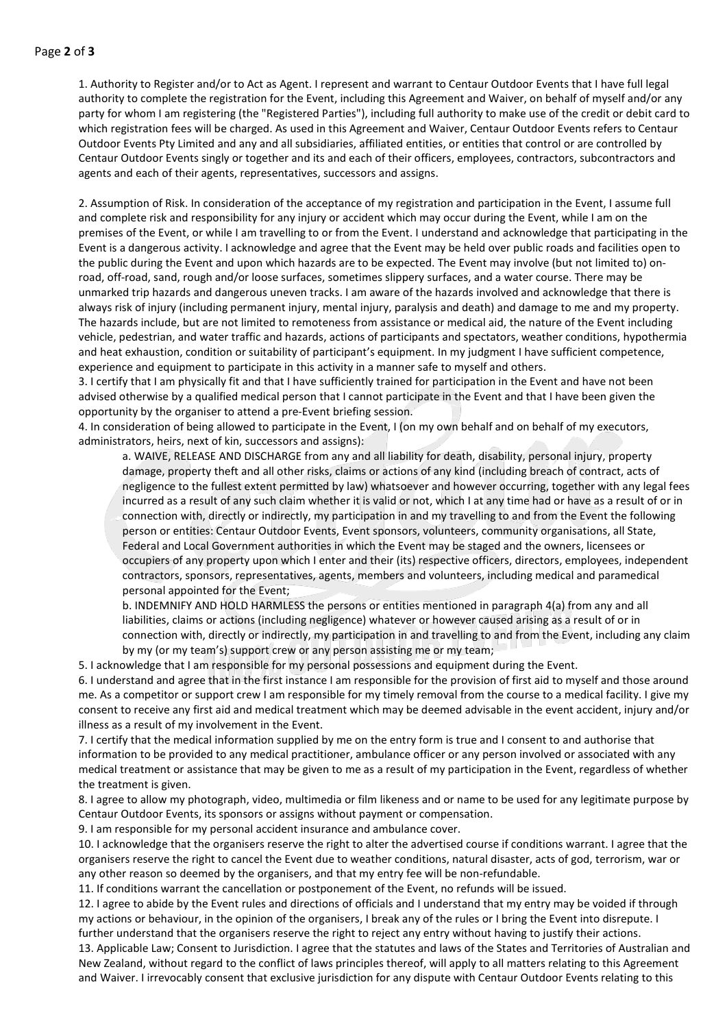1. Authority to Register and/or to Act as Agent. I represent and warrant to Centaur Outdoor Events that I have full legal authority to complete the registration for the Event, including this Agreement and Waiver, on behalf of myself and/or any party for whom I am registering (the "Registered Parties"), including full authority to make use of the credit or debit card to which registration fees will be charged. As used in this Agreement and Waiver, Centaur Outdoor Events refers to Centaur Outdoor Events Pty Limited and any and all subsidiaries, affiliated entities, or entities that control or are controlled by Centaur Outdoor Events singly or together and its and each of their officers, employees, contractors, subcontractors and agents and each of their agents, representatives, successors and assigns.

2. Assumption of Risk. In consideration of the acceptance of my registration and participation in the Event, I assume full and complete risk and responsibility for any injury or accident which may occur during the Event, while I am on the premises of the Event, or while I am travelling to or from the Event. I understand and acknowledge that participating in the Event is a dangerous activity. I acknowledge and agree that the Event may be held over public roads and facilities open to the public during the Event and upon which hazards are to be expected. The Event may involve (but not limited to) on-road, off-road, sand, rough and/or loose surfaces, sometimes slippery surfaces, and a water course. There may be unmarked trip hazards and dangerous uneven tracks. I am aware of the hazards involved and acknowledge that there is always risk of injury (including permanent injury, mental injury, paralysis and death) and damage to me and my property. The hazards include, but are not limited to remoteness from assistance or medical aid, the nature of the Event including vehicle, pedestrian, and water traffic and hazards, actions of participants and spectators, weather conditions, hypothermia and heat exhaustion, condition or suitability of participant's equipment. In my judgment I have sufficient competence, experience and equipment to participate in this activity in a manner safe to myself and others.

3. I certify that I am physically fit and that I have sufficiently trained for participation in the Event and have not been advised otherwise by a qualified medical person that I cannot participate in the Event and that I have been given the opportunity by the organiser to attend a pre-Event briefing session.

4. In consideration of being allowed to participate in the Event, I (on my own behalf and on behalf of my executors, administrators, heirs, next of kin, successors and assigns):

   a. WAIVE, RELEASE AND DISCHARGE from any and all liability for death, disability, personal injury, property damage, property theft and all other risks, claims or actions of any kind (including breach of contract, acts of negligence to the fullest extent permitted by law) whatsoever and however occurring, together with any legal fees incurred as a result of any such claim whether it is valid or not, which I at any time had or have as a result of or in connection with, directly or indirectly, my participation in and my travelling to and from the Event the following person or entities: Centaur Outdoor Events, Event sponsors, volunteers, community organisations, all State, Federal and Local Government authorities in which the Event may be staged and the owners, licensees or occupiers of any property upon which I enter and their (its) respective officers, directors, employees, independent contractors, sponsors, representatives, agents, members and volunteers, including medical and paramedical personal appointed for the Event;

   b. INDEMNIFY AND HOLD HARMLESS the persons or entities mentioned in paragraph 4(a) from any and all liabilities, claims or actions (including negligence) whatever or however caused arising as a result of or in connection with, directly or indirectly, my participation in and travelling to and from the Event, including any claim by my (or my team's) support crew or any person assisting me or my team;

5. I acknowledge that I am responsible for my personal possessions and equipment during the Event.

6. I understand and agree that in the first instance I am responsible for the provision of first aid to myself and those around me. As a competitor or support crew I am responsible for my timely removal from the course to a medical facility. I give my consent to receive any first aid and medical treatment which may be deemed advisable in the event accident, injury and/or illness as a result of my involvement in the Event.

7. I certify that the medical information supplied by me on the entry form is true and I consent to and authorise that information to be provided to any medical practitioner, ambulance officer or any person involved or associated with any medical treatment or assistance that may be given to me as a result of my participation in the Event, regardless of whether the treatment is given.

8. I agree to allow my photograph, video, multimedia or film likeness and or name to be used for any legitimate purpose by Centaur Outdoor Events, its sponsors or assigns without payment or compensation.

9. I am responsible for my personal accident insurance and ambulance cover.

10. I acknowledge that the organisers reserve the right to alter the advertised course if conditions warrant. I agree that the organisers reserve the right to cancel the Event due to weather conditions, natural disaster, acts of god, terrorism, war or any other reason so deemed by the organisers, and that my entry fee will be non-refundable.

11. If conditions warrant the cancellation or postponement of the Event, no refunds will be issued.

12. I agree to abide by the Event rules and directions of officials and I understand that my entry may be voided if through my actions or behaviour, in the opinion of the organisers, I break any of the rules or I bring the Event into disrepute. I further understand that the organisers reserve the right to reject any entry without having to justify their actions.

13. Applicable Law; Consent to Jurisdiction. I agree that the statutes and laws of the States and Territories of Australian and New Zealand, without regard to the conflict of laws principles thereof, will apply to all matters relating to this Agreement and Waiver. I irrevocably consent that exclusive jurisdiction for any dispute with Centaur Outdoor Events relating to this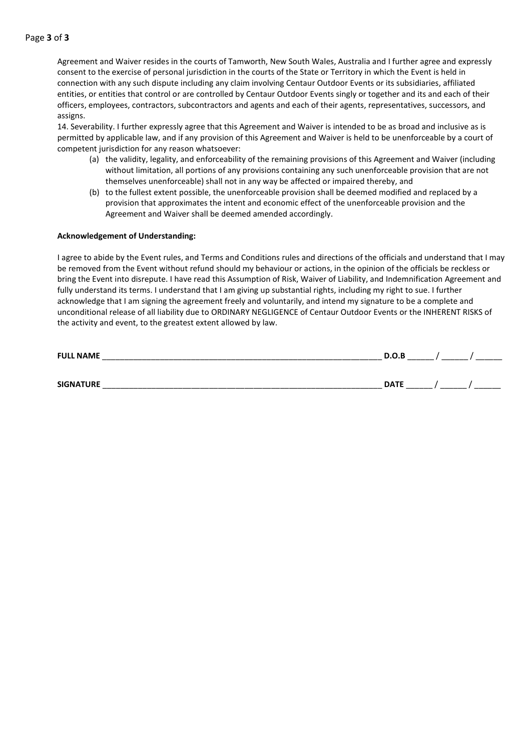Agreement and Waiver resides in the courts of Tamworth, New South Wales, Australia and I further agree and expressly consent to the exercise of personal jurisdiction in the courts of the State or Territory in which the Event is held in connection with any such dispute including any claim involving Centaur Outdoor Events or its subsidiaries, affiliated entities, or entities that control or are controlled by Centaur Outdoor Events singly or together and its and each of their officers, employees, contractors, subcontractors and agents and each of their agents, representatives, successors, and assigns.

14. Severability. I further expressly agree that this Agreement and Waiver is intended to be as broad and inclusive as is permitted by applicable law, and if any provision of this Agreement and Waiver is held to be unenforceable by a court of competent jurisdiction for any reason whatsoever:

(a) the validity, legality, and enforceability of the remaining provisions of this Agreement and Waiver (including without limitation, all portions of any provisions containing any such unenforceable provision that are not themselves unenforceable) shall not in any way be affected or impaired thereby, and

(b) to the fullest extent possible, the unenforceable provision shall be deemed modified and replaced by a provision that approximates the intent and economic effect of the unenforceable provision and the Agreement and Waiver shall be deemed amended accordingly.

**Acknowledgement of Understanding:**

I agree to abide by the Event rules, and Terms and Conditions rules and directions of the officials and understand that I may be removed from the Event without refund should my behaviour or actions, in the opinion of the officials be reckless or bring the Event into disrepute. I have read this Assumption of Risk, Waiver of Liability, and Indemnification Agreement and fully understand its terms. I understand that I am giving up substantial rights, including my right to sue. I further acknowledge that I am signing the agreement freely and voluntarily, and intend my signature to be a complete and unconditional release of all liability due to ORDINARY NEGLIGENCE of Centaur Outdoor Events or the INHERENT RISKS of the activity and event, to the greatest extent allowed by law.

**FULL NAME** ______________________________________________ **D.O.B** ______ / ______ / ______

**SIGNATURE** ______________________________________________ **DATE** ______ / ______ / ______